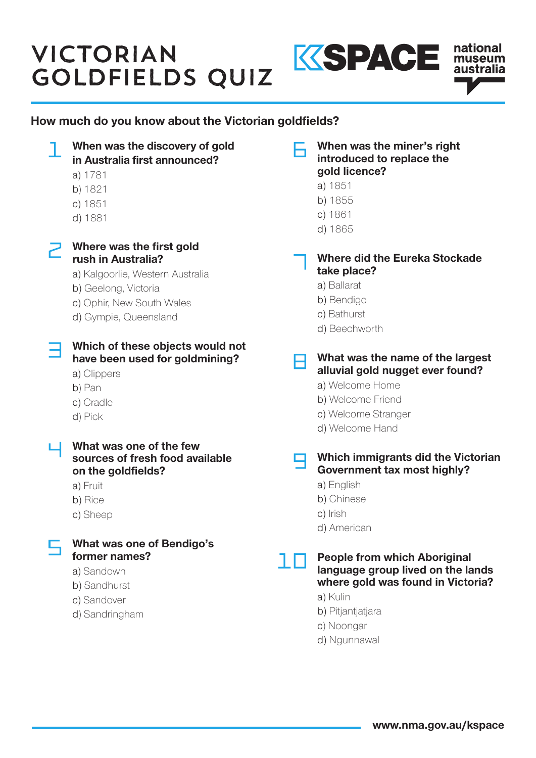# VICTORIAN GOLDFIELDS QUIZ

KSPACE national museum australia

## How much do you know about the Victorian goldfields?

**1 When was the discovery of gold in Australia first announced?**

a) 1781
b) 1821
c) 1851
d) 1881

**2 Where was the first gold rush in Australia?**

a) Kalgoorlie, Western Australia
b) Geelong, Victoria
c) Ophir, New South Wales
d) Gympie, Queensland

**3 Which of these objects would not have been used for goldmining?**

a) Clippers
b) Pan
c) Cradle
d) Pick

**4 What was one of the few sources of fresh food available on the goldfields?**

a) Fruit
b) Rice
c) Sheep

**5 What was one of Bendigo's former names?**

a) Sandown
b) Sandhurst
c) Sandover
d) Sandringham

**6 When was the miner's right introduced to replace the gold licence?**

a) 1851
b) 1855
c) 1861
d) 1865

**7 Where did the Eureka Stockade take place?**

a) Ballarat
b) Bendigo
c) Bathurst
d) Beechworth

**8 What was the name of the largest alluvial gold nugget ever found?**

a) Welcome Home
b) Welcome Friend
c) Welcome Stranger
d) Welcome Hand

**9 Which immigrants did the Victorian Government tax most highly?**

a) English
b) Chinese
c) Irish
d) American

**10 People from which Aboriginal language group lived on the lands where gold was found in Victoria?**

a) Kulin
b) Pitjantjatjara
c) Noongar
d) Ngunnawal

www.nma.gov.au/kspace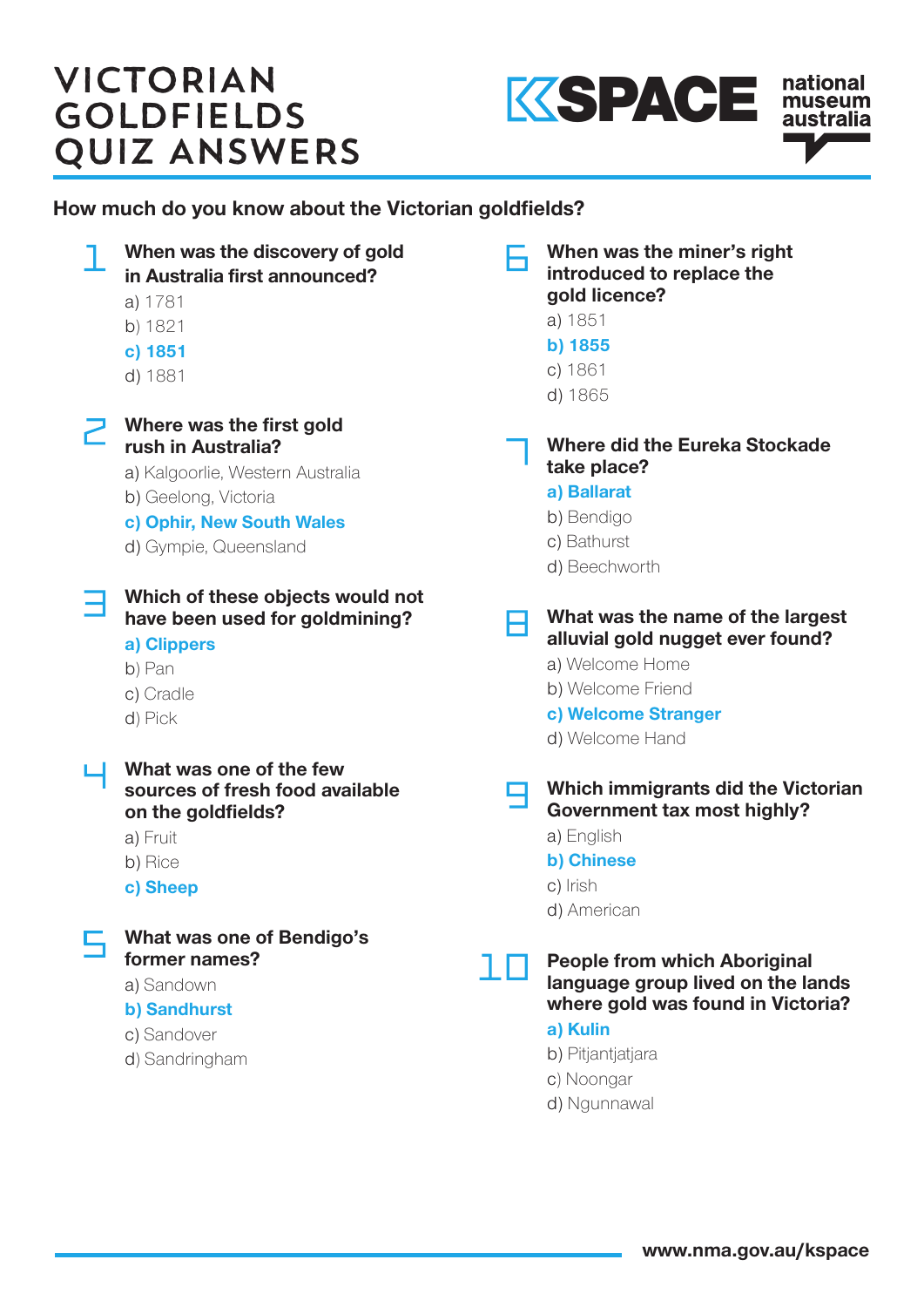# VICTORIAN GOLDFIELDS QUIZ ANSWERS

KSPACE national museum australia

## How much do you know about the Victorian goldfields?

**1 When was the discovery of gold in Australia first announced?**

a) 1781
b) 1821
**c) 1851**
d) 1881

**2 Where was the first gold rush in Australia?**

a) Kalgoorlie, Western Australia
b) Geelong, Victoria
**c) Ophir, New South Wales**
d) Gympie, Queensland

**3 Which of these objects would not have been used for goldmining?**

**a) Clippers**
b) Pan
c) Cradle
d) Pick

**4 What was one of the few sources of fresh food available on the goldfields?**

a) Fruit
b) Rice
**c) Sheep**

**5 What was one of Bendigo's former names?**

a) Sandown
**b) Sandhurst**
c) Sandover
d) Sandringham

**6 When was the miner's right introduced to replace the gold licence?**

a) 1851
**b) 1855**
c) 1861
d) 1865

**7 Where did the Eureka Stockade take place?**

**a) Ballarat**
b) Bendigo
c) Bathurst
d) Beechworth

**8 What was the name of the largest alluvial gold nugget ever found?**

a) Welcome Home
b) Welcome Friend
**c) Welcome Stranger**
d) Welcome Hand

**9 Which immigrants did the Victorian Government tax most highly?**

a) English
**b) Chinese**
c) Irish
d) American

**10 People from which Aboriginal language group lived on the lands where gold was found in Victoria?**

**a) Kulin**
b) Pitjantjatjara
c) Noongar
d) Ngunnawal

www.nma.gov.au/kspace